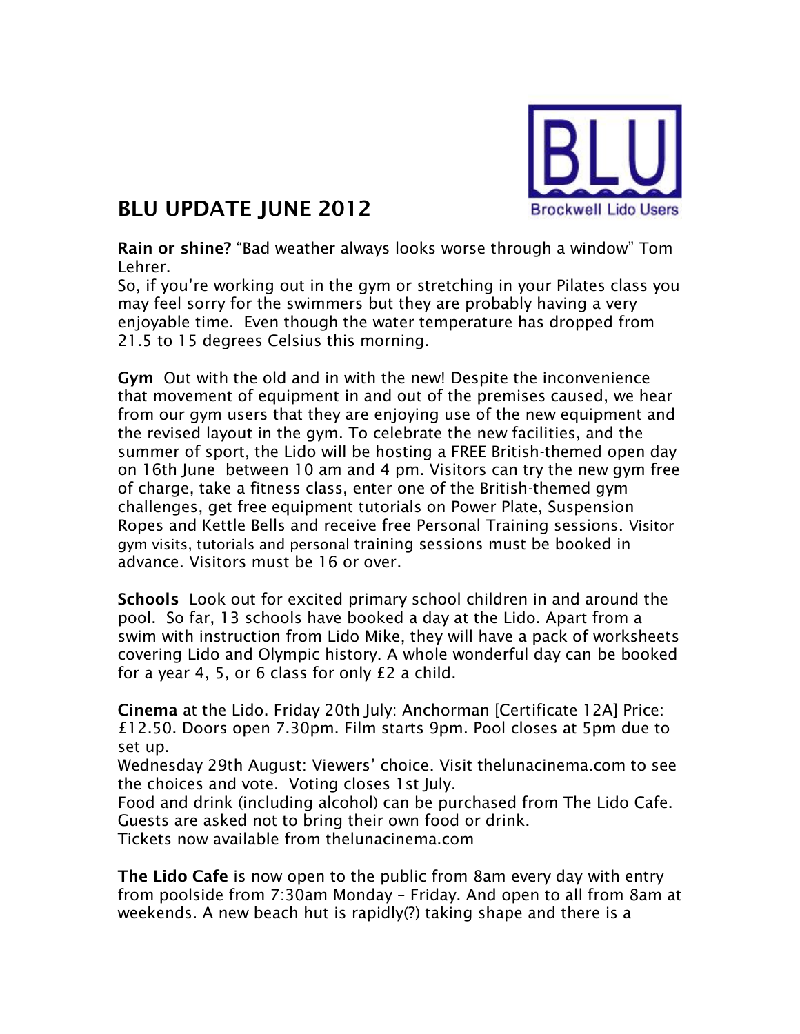# BLU UPDATE JUNE 2012

**Rain or shine?** "Bad weather always looks worse through a window" Tom Lehrer.
So, if you're working out in the gym or stretching in your Pilates class you may feel sorry for the swimmers but they are probably having a very enjoyable time. Even though the water temperature has dropped from 21.5 to 15 degrees Celsius this morning.

**Gym** Out with the old and in with the new! Despite the inconvenience that movement of equipment in and out of the premises caused, we hear from our gym users that they are enjoying use of the new equipment and the revised layout in the gym. To celebrate the new facilities, and the summer of sport, the Lido will be hosting a FREE British-themed open day on 16th June between 10 am and 4 pm. Visitors can try the new gym free of charge, take a fitness class, enter one of the British-themed gym challenges, get free equipment tutorials on Power Plate, Suspension Ropes and Kettle Bells and receive free Personal Training sessions. Visitor gym visits, tutorials and personal training sessions must be booked in advance. Visitors must be 16 or over.

**Schools** Look out for excited primary school children in and around the pool. So far, 13 schools have booked a day at the Lido. Apart from a swim with instruction from Lido Mike, they will have a pack of worksheets covering Lido and Olympic history. A whole wonderful day can be booked for a year 4, 5, or 6 class for only £2 a child.

**Cinema** at the Lido. Friday 20th July: Anchorman [Certificate 12A] Price: £12.50. Doors open 7.30pm. Film starts 9pm. Pool closes at 5pm due to set up.
Wednesday 29th August: Viewers' choice. Visit thelunacinema.com to see the choices and vote. Voting closes 1st July.
Food and drink (including alcohol) can be purchased from The Lido Cafe. Guests are asked not to bring their own food or drink.
Tickets now available from thelunacinema.com

**The Lido Cafe** is now open to the public from 8am every day with entry from poolside from 7:30am Monday – Friday. And open to all from 8am at weekends. A new beach hut is rapidly(?) taking shape and there is a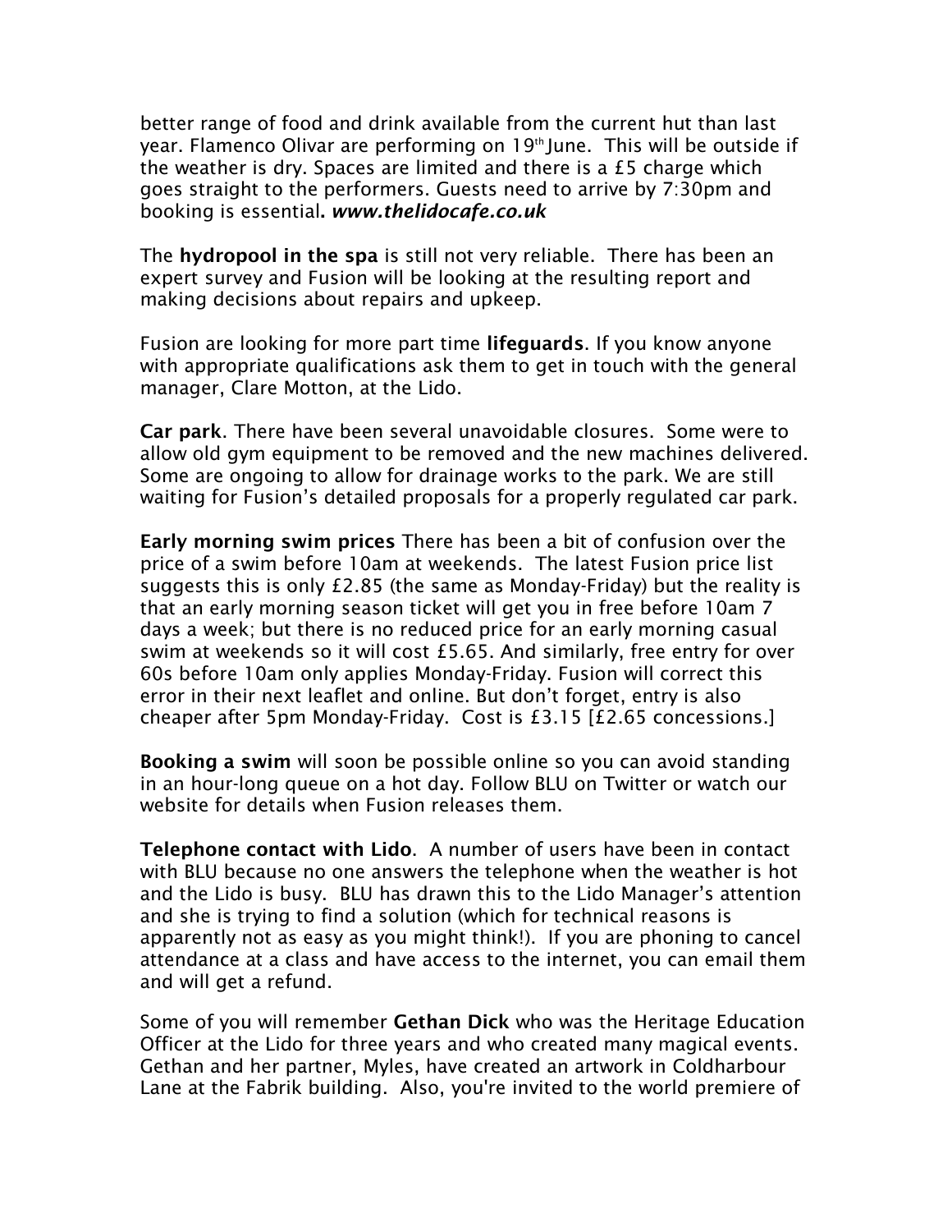better range of food and drink available from the current hut than last year. Flamenco Olivar are performing on 19th June. This will be outside if the weather is dry. Spaces are limited and there is a £5 charge which goes straight to the performers. Guests need to arrive by 7:30pm and booking is essential. ***www.thelidocafe.co.uk***

The **hydropool in the spa** is still not very reliable. There has been an expert survey and Fusion will be looking at the resulting report and making decisions about repairs and upkeep.

Fusion are looking for more part time **lifeguards**. If you know anyone with appropriate qualifications ask them to get in touch with the general manager, Clare Motton, at the Lido.

**Car park**. There have been several unavoidable closures. Some were to allow old gym equipment to be removed and the new machines delivered. Some are ongoing to allow for drainage works to the park. We are still waiting for Fusion's detailed proposals for a properly regulated car park.

**Early morning swim prices** There has been a bit of confusion over the price of a swim before 10am at weekends. The latest Fusion price list suggests this is only £2.85 (the same as Monday-Friday) but the reality is that an early morning season ticket will get you in free before 10am 7 days a week; but there is no reduced price for an early morning casual swim at weekends so it will cost £5.65. And similarly, free entry for over 60s before 10am only applies Monday-Friday. Fusion will correct this error in their next leaflet and online. But don't forget, entry is also cheaper after 5pm Monday-Friday. Cost is £3.15 [£2.65 concessions.]

**Booking a swim** will soon be possible online so you can avoid standing in an hour-long queue on a hot day. Follow BLU on Twitter or watch our website for details when Fusion releases them.

**Telephone contact with Lido**. A number of users have been in contact with BLU because no one answers the telephone when the weather is hot and the Lido is busy. BLU has drawn this to the Lido Manager's attention and she is trying to find a solution (which for technical reasons is apparently not as easy as you might think!). If you are phoning to cancel attendance at a class and have access to the internet, you can email them and will get a refund.

Some of you will remember **Gethan Dick** who was the Heritage Education Officer at the Lido for three years and who created many magical events. Gethan and her partner, Myles, have created an artwork in Coldharbour Lane at the Fabrik building. Also, you're invited to the world premiere of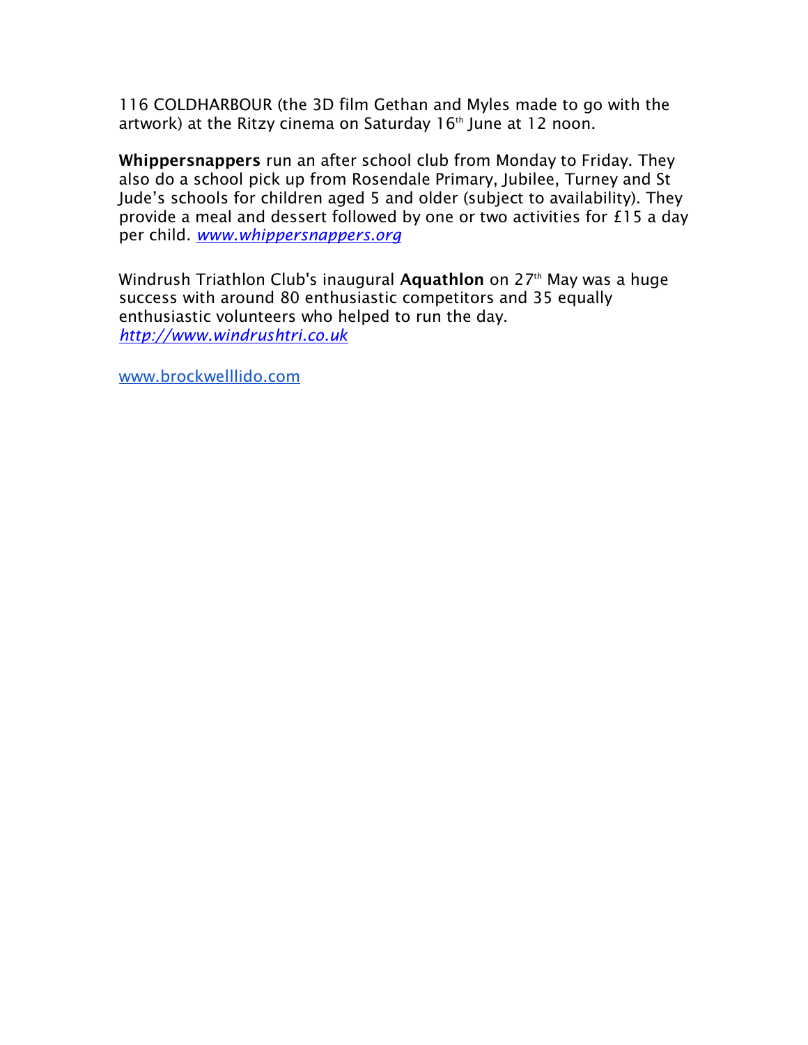116 COLDHARBOUR (the 3D film Gethan and Myles made to go with the artwork) at the Ritzy cinema on Saturday 16th June at 12 noon.

**Whippersnappers** run an after school club from Monday to Friday. They also do a school pick up from Rosendale Primary, Jubilee, Turney and St Jude's schools for children aged 5 and older (subject to availability). They provide a meal and dessert followed by one or two activities for £15 a day per child. *www.whippersnappers.org*

Windrush Triathlon Club's inaugural **Aquathlon** on 27th May was a huge success with around 80 enthusiastic competitors and 35 equally enthusiastic volunteers who helped to run the day. *http://www.windrushtri.co.uk*

www.brockwelllido.com